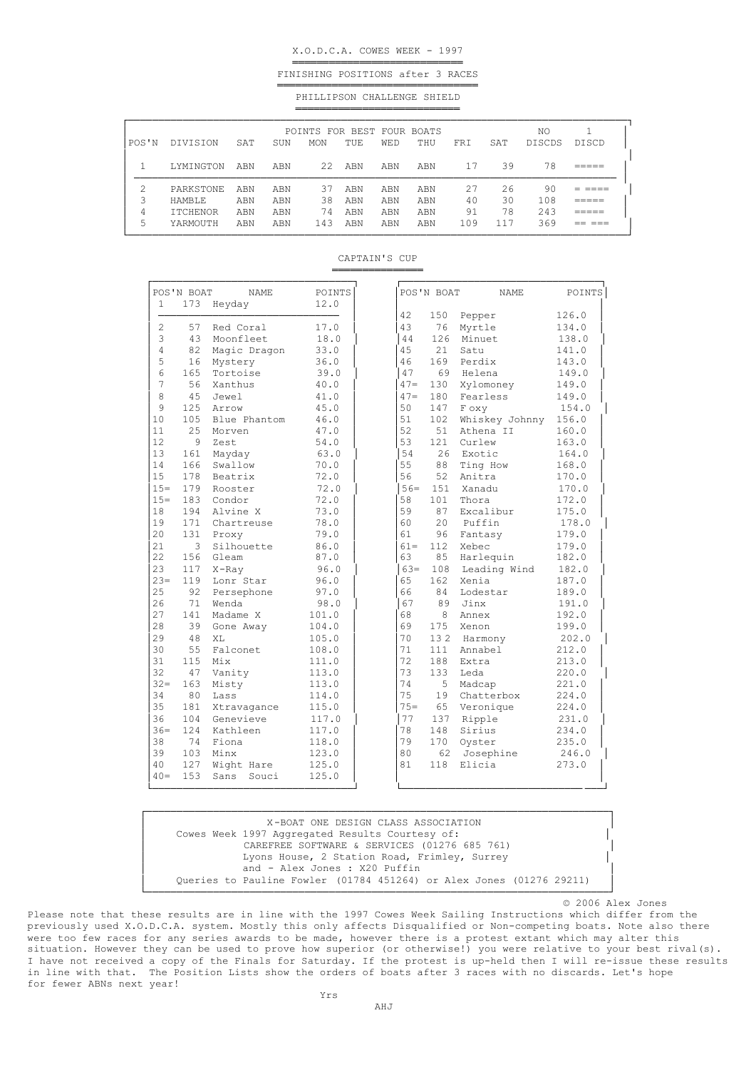# X.O.D.C.A. COWES WEEK - 1997

## FINISHING POSITIONS after 3 RACES

### PHILLIPSON CHALLENGE SHIELD

| POS'N | DIVISION | SAT | SUN | MON | TUE | WED | THU | FRI | SAT | NO DISCDS | 1 DISCD |
|---|---|---|---|---|---|---|---|---|---|---|---|
| | | POINTS FOR BEST FOUR BOATS | | | | | | | | | |
| 1 | LYMINGTON | ABN | ABN | 22 | ABN | ABN | ABN | 17 | 39 | 78 | ===== |
| 2 | PARKSTONE | ABN | ABN | 37 | ABN | ABN | ABN | 27 | 26 | 90 | = ==== |
| 3 | HAMBLE | ABN | ABN | 38 | ABN | ABN | ABN | 40 | 30 | 108 | ===== |
| 4 | ITCHENOR | ABN | ABN | 74 | ABN | ABN | ABN | 91 | 78 | 243 | ===== |
| 5 | YARMOUTH | ABN | ABN | 143 | ABN | ABN | ABN | 109 | 117 | 369 | == === |

### CAPTAIN'S CUP

| POS'N | BOAT | NAME | POINTS |
|---|---|---|---|
| 1 | 173 | Heyday | 12.0 |
| 2 | 57 | Red Coral | 17.0 |
| 3 | 43 | Moonfleet | 18.0 |
| 4 | 82 | Magic Dragon | 33.0 |
| 5 | 16 | Mystery | 36.0 |
| 6 | 165 | Tortoise | 39.0 |
| 7 | 56 | Xanthus | 40.0 |
| 8 | 45 | Jewel | 41.0 |
| 9 | 125 | Arrow | 45.0 |
| 10 | 105 | Blue Phantom | 46.0 |
| 11 | 25 | Morven | 47.0 |
| 12 | 9 | Zest | 54.0 |
| 13 | 161 | Mayday | 63.0 |
| 14 | 166 | Swallow | 70.0 |
| 15 | 178 | Beatrix | 72.0 |
| 15= | 179 | Rooster | 72.0 |
| 15= | 183 | Condor | 72.0 |
| 18 | 194 | Alvine X | 73.0 |
| 19 | 171 | Chartreuse | 78.0 |
| 20 | 131 | Proxy | 79.0 |
| 21 | 3 | Silhouette | 86.0 |
| 22 | 156 | Gleam | 87.0 |
| 23 | 117 | X-Ray | 96.0 |
| 23= | 119 | Lonr Star | 96.0 |
| 25 | 92 | Persephone | 97.0 |
| 26 | 71 | Wenda | 98.0 |
| 27 | 141 | Madame X | 101.0 |
| 28 | 39 | Gone Away | 104.0 |
| 29 | 48 | XL | 105.0 |
| 30 | 55 | Falconet | 108.0 |
| 31 | 115 | Mix | 111.0 |
| 32 | 47 | Vanity | 113.0 |
| 32= | 163 | Misty | 113.0 |
| 34 | 80 | Lass | 114.0 |
| 35 | 181 | Xtravagance | 115.0 |
| 36 | 104 | Genevieve | 117.0 |
| 36= | 124 | Kathleen | 117.0 |
| 38 | 74 | Fiona | 118.0 |
| 39 | 103 | Minx | 123.0 |
| 40 | 127 | Wight Hare | 125.0 |
| 40= | 153 | Sans Souci | 125.0 |
| 42 | 150 | Pepper | 126.0 |
| 43 | 76 | Myrtle | 134.0 |
| 44 | 126 | Minuet | 138.0 |
| 45 | 21 | Satu | 141.0 |
| 46 | 169 | Perdix | 143.0 |
| 47 | 69 | Helena | 149.0 |
| 47= | 130 | Xylomoney | 149.0 |
| 47= | 180 | Fearless | 149.0 |
| 50 | 147 | F oxy | 154.0 |
| 51 | 102 | Whiskey Johnny | 156.0 |
| 52 | 51 | Athena II | 160.0 |
| 53 | 121 | Curlew | 163.0 |
| 54 | 26 | Exotic | 164.0 |
| 55 | 88 | Ting How | 168.0 |
| 56 | 52 | Anitra | 170.0 |
| 56= | 151 | Xanadu | 170.0 |
| 58 | 101 | Thora | 172.0 |
| 59 | 87 | Excalibur | 175.0 |
| 60 | 20 | Puffin | 178.0 |
| 61 | 96 | Fantasy | 179.0 |
| 61= | 112 | Xebec | 179.0 |
| 63 | 85 | Harlequin | 182.0 |
| 63= | 108 | Leading Wind | 182.0 |
| 65 | 162 | Xenia | 187.0 |
| 66 | 84 | Lodestar | 189.0 |
| 67 | 89 | Jinx | 191.0 |
| 68 | 8 | Annex | 192.0 |
| 69 | 175 | Xenon | 199.0 |
| 70 | 13 2 | Harmony | 202.0 |
| 71 | 111 | Annabel | 212.0 |
| 72 | 188 | Extra | 213.0 |
| 73 | 133 | Leda | 220.0 |
| 74 | 5 | Madcap | 221.0 |
| 75 | 19 | Chatterbox | 224.0 |
| 75= | 65 | Veronique | 224.0 |
| 77 | 137 | Ripple | 231.0 |
| 78 | 148 | Sirius | 234.0 |
| 79 | 170 | Oyster | 235.0 |
| 80 | 62 | Josephine | 246.0 |
| 81 | 118 | Elicia | 273.0 |

X-BOAT ONE DESIGN CLASS ASSOCIATION
Cowes Week 1997 Aggregated Results Courtesy of:
CAREFREE SOFTWARE & SERVICES (01276 685 761)
Lyons House, 2 Station Road, Frimley, Surrey
and - Alex Jones : X20 Puffin
Queries to Pauline Fowler (01784 451264) or Alex Jones (01276 29211)

© 2006 Alex Jones

Please note that these results are in line with the 1997 Cowes Week Sailing Instructions which differ from the previously used X.O.D.C.A. system. Mostly this only affects Disqualified or Non-competing boats. Note also there were too few races for any series awards to be made, however there is a protest extant which may alter this situation. However they can be used to prove how superior (or otherwise!) you were relative to your best rival(s). I have not received a copy of the Finals for Saturday. If the protest is up-held then I will re-issue these results in line with that. The Position Lists show the orders of boats after 3 races with no discards. Let's hope for fewer ABNs next year!

Yrs

AHJ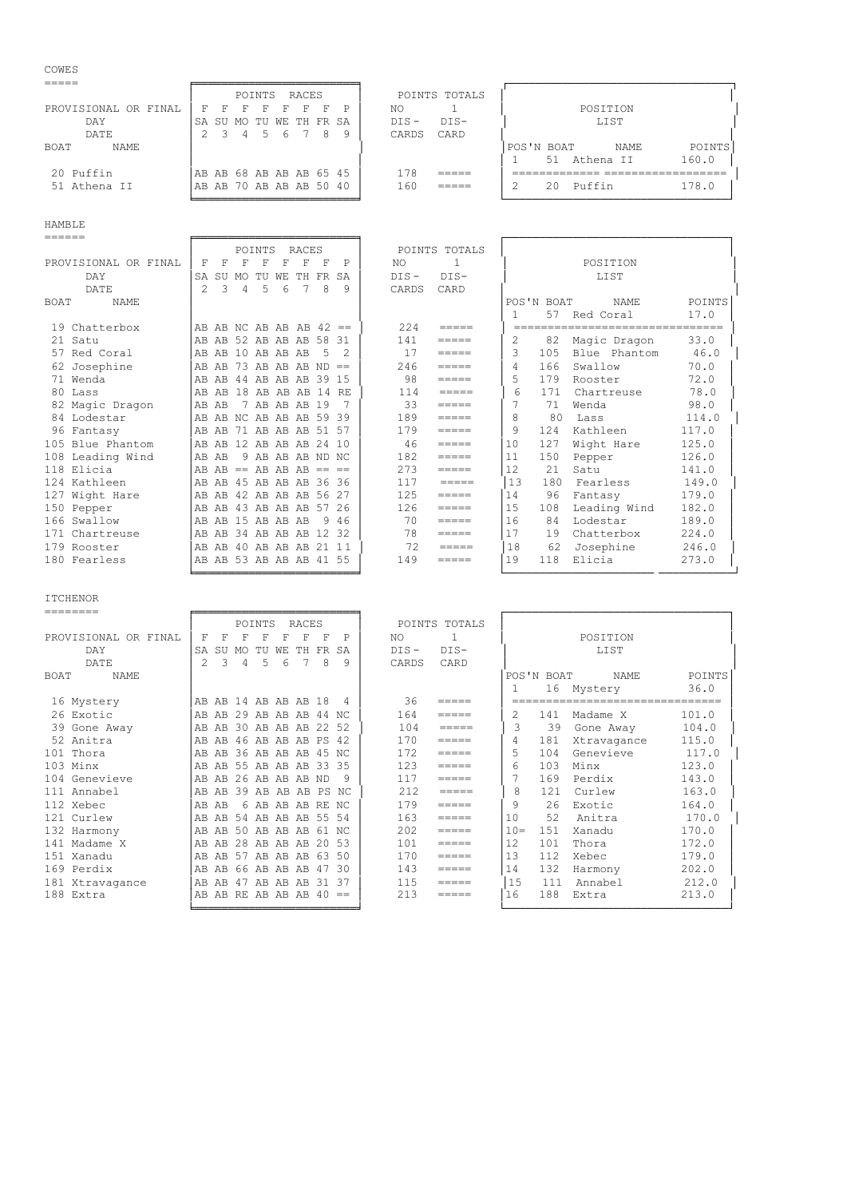## COWES

| BOAT | NAME | SA 2 (F) | SU 3 (F) | MO 4 (F) | TU 5 (F) | WE 6 (F) | TH 7 (F) | FR 8 (F) | SA 9 (P) | NO DIS-CARDS | 1 DIS-CARD |
|---|---|---|---|---|---|---|---|---|---|---|---|
| 20 | Puffin | AB | AB | 68 | AB | AB | AB | 65 | 45 | 178 | ===== |
| 51 | Athena II | AB | AB | 70 | AB | AB | AB | 50 | 40 | 160 | ===== |

POSITION LIST

| POS'N | BOAT | NAME | POINTS |
|---|---|---|---|
| 1 | 51 | Athena II | 160.0 |
| 2 | 20 | Puffin | 178.0 |

## HAMBLE

| BOAT | NAME | SA 2 (F) | SU 3 (F) | MO 4 (F) | TU 5 (F) | WE 6 (F) | TH 7 (F) | FR 8 (F) | SA 9 (P) | NO DIS-CARDS | 1 DIS-CARD |
|---|---|---|---|---|---|---|---|---|---|---|---|
| 19 | Chatterbox | AB | AB | NC | AB | AB | AB | 42 | == | 224 | ===== |
| 21 | Satu | AB | AB | 52 | AB | AB | AB | 58 | 31 | 141 | ===== |
| 57 | Red Coral | AB | AB | 10 | AB | AB | AB | 5 | 2 | 17 | ===== |
| 62 | Josephine | AB | AB | 73 | AB | AB | AB | ND | == | 246 | ===== |
| 71 | Wenda | AB | AB | 44 | AB | AB | AB | 39 | 15 | 98 | ===== |
| 80 | Lass | AB | AB | 18 | AB | AB | AB | 14 | RE | 114 | ===== |
| 82 | Magic Dragon | AB | AB | 7 | AB | AB | AB | 19 | 7 | 33 | ===== |
| 84 | Lodestar | AB | AB | NC | AB | AB | AB | 59 | 39 | 189 | ===== |
| 96 | Fantasy | AB | AB | 71 | AB | AB | AB | 51 | 57 | 179 | ===== |
| 105 | Blue Phantom | AB | AB | 12 | AB | AB | AB | 24 | 10 | 46 | ===== |
| 108 | Leading Wind | AB | AB | 9 | AB | AB | AB | ND | NC | 182 | ===== |
| 118 | Elicia | AB | AB | == | AB | AB | AB | == | == | 273 | ===== |
| 124 | Kathleen | AB | AB | 45 | AB | AB | AB | 36 | 36 | 117 | ===== |
| 127 | Wight Hare | AB | AB | 42 | AB | AB | AB | 56 | 27 | 125 | ===== |
| 150 | Pepper | AB | AB | 43 | AB | AB | AB | 57 | 26 | 126 | ===== |
| 166 | Swallow | AB | AB | 15 | AB | AB | AB | 9 | 46 | 70 | ===== |
| 171 | Chartreuse | AB | AB | 34 | AB | AB | AB | 12 | 32 | 78 | ===== |
| 179 | Rooster | AB | AB | 40 | AB | AB | AB | 21 | 11 | 72 | ===== |
| 180 | Fearless | AB | AB | 53 | AB | AB | AB | 41 | 55 | 149 | ===== |

POSITION LIST

| POS'N | BOAT | NAME | POINTS |
|---|---|---|---|
| 1 | 57 | Red Coral | 17.0 |
| 2 | 82 | Magic Dragon | 33.0 |
| 3 | 105 | Blue Phantom | 46.0 |
| 4 | 166 | Swallow | 70.0 |
| 5 | 179 | Rooster | 72.0 |
| 6 | 171 | Chartreuse | 78.0 |
| 7 | 71 | Wenda | 98.0 |
| 8 | 80 | Lass | 114.0 |
| 9 | 124 | Kathleen | 117.0 |
| 10 | 127 | Wight Hare | 125.0 |
| 11 | 150 | Pepper | 126.0 |
| 12 | 21 | Satu | 141.0 |
| 13 | 180 | Fearless | 149.0 |
| 14 | 96 | Fantasy | 179.0 |
| 15 | 108 | Leading Wind | 182.0 |
| 16 | 84 | Lodestar | 189.0 |
| 17 | 19 | Chatterbox | 224.0 |
| 18 | 62 | Josephine | 246.0 |
| 19 | 118 | Elicia | 273.0 |

## ITCHENOR

| BOAT | NAME | SA 2 (F) | SU 3 (F) | MO 4 (F) | TU 5 (F) | WE 6 (F) | TH 7 (F) | FR 8 (F) | SA 9 (P) | NO DIS-CARDS | 1 DIS-CARD |
|---|---|---|---|---|---|---|---|---|---|---|---|
| 16 | Mystery | AB | AB | 14 | AB | AB | AB | 18 | 4 | 36 | ===== |
| 26 | Exotic | AB | AB | 29 | AB | AB | AB | 44 | NC | 164 | ===== |
| 39 | Gone Away | AB | AB | 30 | AB | AB | AB | 22 | 52 | 104 | ===== |
| 52 | Anitra | AB | AB | 46 | AB | AB | AB | PS | 42 | 170 | ===== |
| 101 | Thora | AB | AB | 36 | AB | AB | AB | 45 | NC | 172 | ===== |
| 103 | Minx | AB | AB | 55 | AB | AB | AB | 33 | 35 | 123 | ===== |
| 104 | Genevieve | AB | AB | 26 | AB | AB | AB | ND | 9 | 117 | ===== |
| 111 | Annabel | AB | AB | 39 | AB | AB | AB | PS | NC | 212 | ===== |
| 112 | Xebec | AB | AB | 6 | AB | AB | AB | RE | NC | 179 | ===== |
| 121 | Curlew | AB | AB | 54 | AB | AB | AB | 55 | 54 | 163 | ===== |
| 132 | Harmony | AB | AB | 50 | AB | AB | AB | 61 | NC | 202 | ===== |
| 141 | Madame X | AB | AB | 28 | AB | AB | AB | 20 | 53 | 101 | ===== |
| 151 | Xanadu | AB | AB | 57 | AB | AB | AB | 63 | 50 | 170 | ===== |
| 169 | Perdix | AB | AB | 66 | AB | AB | AB | 47 | 30 | 143 | ===== |
| 181 | Xtravagance | AB | AB | 47 | AB | AB | AB | 31 | 37 | 115 | ===== |
| 188 | Extra | AB | AB | RE | AB | AB | AB | 40 | == | 213 | ===== |

POSITION LIST

| POS'N | BOAT | NAME | POINTS |
|---|---|---|---|
| 1 | 16 | Mystery | 36.0 |
| 2 | 141 | Madame X | 101.0 |
| 3 | 39 | Gone Away | 104.0 |
| 4 | 181 | Xtravagance | 115.0 |
| 5 | 104 | Genevieve | 117.0 |
| 6 | 103 | Minx | 123.0 |
| 7 | 169 | Perdix | 143.0 |
| 8 | 121 | Curlew | 163.0 |
| 9 | 26 | Exotic | 164.0 |
| 10 | 52 | Anitra | 170.0 |
| 10= | 151 | Xanadu | 170.0 |
| 12 | 101 | Thora | 172.0 |
| 13 | 112 | Xebec | 179.0 |
| 14 | 132 | Harmony | 202.0 |
| 15 | 111 | Annabel | 212.0 |
| 16 | 188 | Extra | 213.0 |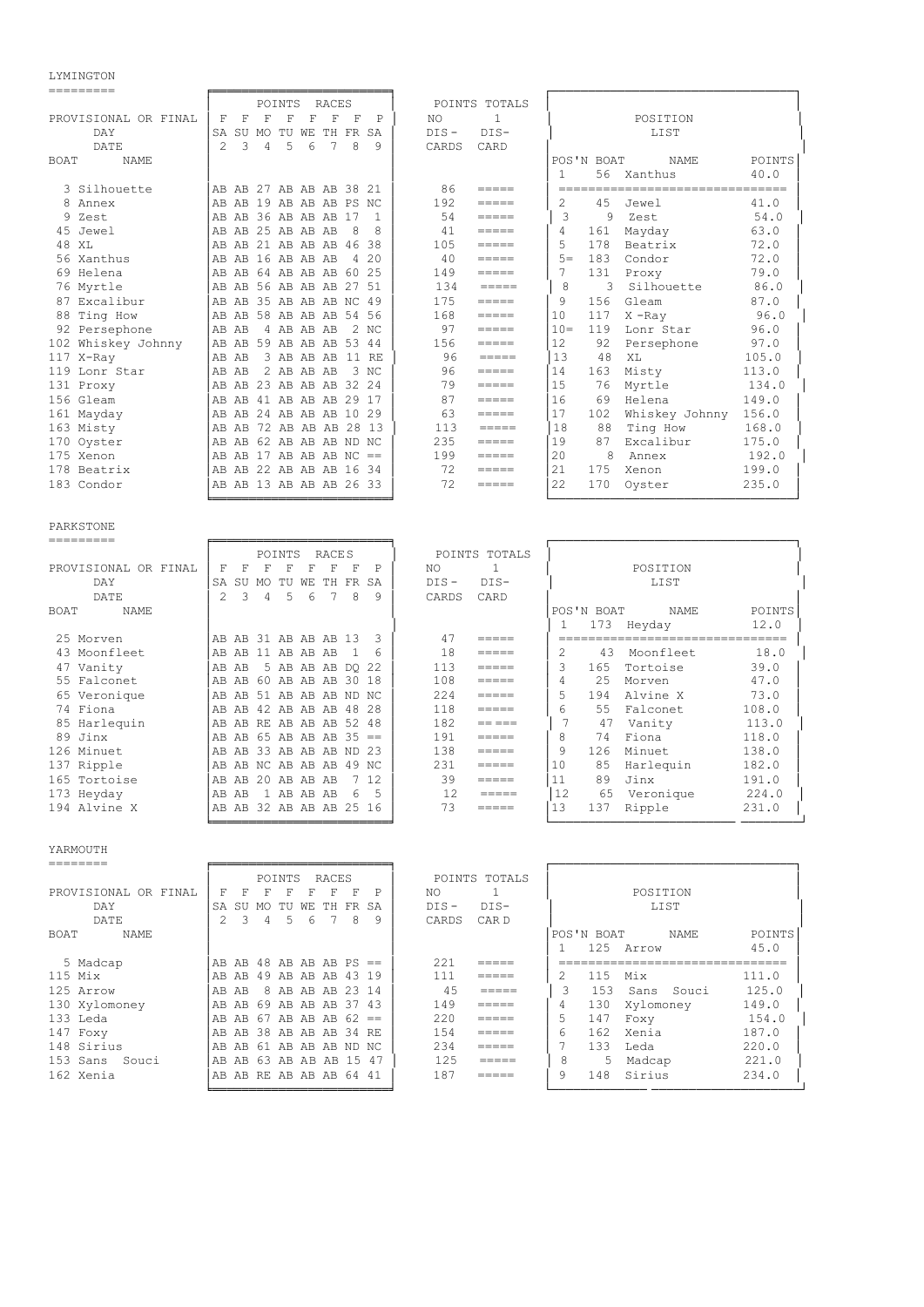## LYMINGTON

| BOAT | NAME | F SA 2 | F SU 3 | F MO 4 | F TU 5 | F WE 6 | F TH 7 | F FR 8 | P SA 9 | NO DIS-CARDS | 1 DIS-CARD |
|---|---|---|---|---|---|---|---|---|---|---|---|
| 3 | Silhouette | AB | AB | 27 | AB | AB | AB | 38 | 21 | 86 | ===== |
| 8 | Annex | AB | AB | 19 | AB | AB | AB | PS | NC | 192 | ===== |
| 9 | Zest | AB | AB | 36 | AB | AB | AB | 17 | 1 | 54 | ===== |
| 45 | Jewel | AB | AB | 25 | AB | AB | AB | 8 | 8 | 41 | ===== |
| 48 | XL | AB | AB | 21 | AB | AB | AB | 46 | 38 | 105 | ===== |
| 56 | Xanthus | AB | AB | 16 | AB | AB | AB | 4 | 20 | 40 | ===== |
| 69 | Helena | AB | AB | 64 | AB | AB | AB | 60 | 25 | 149 | ===== |
| 76 | Myrtle | AB | AB | 56 | AB | AB | AB | 27 | 51 | 134 | ===== |
| 87 | Excalibur | AB | AB | 35 | AB | AB | AB | NC | 49 | 175 | ===== |
| 88 | Ting How | AB | AB | 58 | AB | AB | AB | 54 | 56 | 168 | ===== |
| 92 | Persephone | AB | AB | 4 | AB | AB | AB | 2 | NC | 97 | ===== |
| 102 | Whiskey Johnny | AB | AB | 59 | AB | AB | AB | 53 | 44 | 156 | ===== |
| 117 | X-Ray | AB | AB | 3 | AB | AB | AB | 11 | RE | 96 | ===== |
| 119 | Lonr Star | AB | AB | 2 | AB | AB | AB | 3 | NC | 96 | ===== |
| 131 | Proxy | AB | AB | 23 | AB | AB | AB | 32 | 24 | 79 | ===== |
| 156 | Gleam | AB | AB | 41 | AB | AB | AB | 29 | 17 | 87 | ===== |
| 161 | Mayday | AB | AB | 24 | AB | AB | AB | 10 | 29 | 63 | ===== |
| 163 | Misty | AB | AB | 72 | AB | AB | AB | 28 | 13 | 113 | ===== |
| 170 | Oyster | AB | AB | 62 | AB | AB | AB | ND | NC | 235 | ===== |
| 175 | Xenon | AB | AB | 17 | AB | AB | AB | NC | == | 199 | ===== |
| 178 | Beatrix | AB | AB | 22 | AB | AB | AB | 16 | 34 | 72 | ===== |
| 183 | Condor | AB | AB | 13 | AB | AB | AB | 26 | 33 | 72 | ===== |

POSITION LIST

| POS'N | BOAT | NAME | POINTS |
|---|---|---|---|
| 1 | 56 | Xanthus | 40.0 |
| 2 | 45 | Jewel | 41.0 |
| 3 | 9 | Zest | 54.0 |
| 4 | 161 | Mayday | 63.0 |
| 5 | 178 | Beatrix | 72.0 |
| 5= | 183 | Condor | 72.0 |
| 7 | 131 | Proxy | 79.0 |
| 8 | 3 | Silhouette | 86.0 |
| 9 | 156 | Gleam | 87.0 |
| 10 | 117 | X -Ray | 96.0 |
| 10= | 119 | Lonr Star | 96.0 |
| 12 | 92 | Persephone | 97.0 |
| 13 | 48 | XL | 105.0 |
| 14 | 163 | Misty | 113.0 |
| 15 | 76 | Myrtle | 134.0 |
| 16 | 69 | Helena | 149.0 |
| 17 | 102 | Whiskey Johnny | 156.0 |
| 18 | 88 | Ting How | 168.0 |
| 19 | 87 | Excalibur | 175.0 |
| 20 | 8 | Annex | 192.0 |
| 21 | 175 | Xenon | 199.0 |
| 22 | 170 | Oyster | 235.0 |

## PARKSTONE

| BOAT | NAME | F SA 2 | F SU 3 | F MO 4 | F TU 5 | F WE 6 | F TH 7 | F FR 8 | P SA 9 | NO DIS-CARDS | 1 DIS-CARD |
|---|---|---|---|---|---|---|---|---|---|---|---|
| 25 | Morven | AB | AB | 31 | AB | AB | AB | 13 | 3 | 47 | ===== |
| 43 | Moonfleet | AB | AB | 11 | AB | AB | AB | 1 | 6 | 18 | ===== |
| 47 | Vanity | AB | AB | 5 | AB | AB | AB | DQ | 22 | 113 | ===== |
| 55 | Falconet | AB | AB | 60 | AB | AB | AB | 30 | 18 | 108 | ===== |
| 65 | Veronique | AB | AB | 51 | AB | AB | AB | ND | NC | 224 | ===== |
| 74 | Fiona | AB | AB | 42 | AB | AB | AB | 48 | 28 | 118 | ===== |
| 85 | Harlequin | AB | AB | RE | AB | AB | AB | 52 | 48 | 182 | == === |
| 89 | Jinx | AB | AB | 65 | AB | AB | AB | 35 | == | 191 | ===== |
| 126 | Minuet | AB | AB | 33 | AB | AB | AB | ND | 23 | 138 | ===== |
| 137 | Ripple | AB | AB | NC | AB | AB | AB | 49 | NC | 231 | ===== |
| 165 | Tortoise | AB | AB | 20 | AB | AB | AB | 7 | 12 | 39 | ===== |
| 173 | Heyday | AB | AB | 1 | AB | AB | AB | 6 | 5 | 12 | ===== |
| 194 | Alvine X | AB | AB | 32 | AB | AB | AB | 25 | 16 | 73 | ===== |

POSITION LIST

| POS'N | BOAT | NAME | POINTS |
|---|---|---|---|
| 1 | 173 | Heyday | 12.0 |
| 2 | 43 | Moonfleet | 18.0 |
| 3 | 165 | Tortoise | 39.0 |
| 4 | 25 | Morven | 47.0 |
| 5 | 194 | Alvine X | 73.0 |
| 6 | 55 | Falconet | 108.0 |
| 7 | 47 | Vanity | 113.0 |
| 8 | 74 | Fiona | 118.0 |
| 9 | 126 | Minuet | 138.0 |
| 10 | 85 | Harlequin | 182.0 |
| 11 | 89 | Jinx | 191.0 |
| 12 | 65 | Veronique | 224.0 |
| 13 | 137 | Ripple | 231.0 |

## YARMOUTH

| BOAT | NAME | F SA 2 | F SU 3 | F MO 4 | F TU 5 | F WE 6 | F TH 7 | F FR 8 | P SA 9 | NO DIS-CARDS | 1 DIS-CARD |
|---|---|---|---|---|---|---|---|---|---|---|---|
| 5 | Madcap | AB | AB | 48 | AB | AB | AB | PS | == | 221 | ===== |
| 115 | Mix | AB | AB | 49 | AB | AB | AB | 43 | 19 | 111 | ===== |
| 125 | Arrow | AB | AB | 8 | AB | AB | AB | 23 | 14 | 45 | ===== |
| 130 | Xylomoney | AB | AB | 69 | AB | AB | AB | 37 | 43 | 149 | ===== |
| 133 | Leda | AB | AB | 67 | AB | AB | AB | 62 | == | 220 | ===== |
| 147 | Foxy | AB | AB | 38 | AB | AB | AB | 34 | RE | 154 | ===== |
| 148 | Sirius | AB | AB | 61 | AB | AB | AB | ND | NC | 234 | ===== |
| 153 | Sans Souci | AB | AB | 63 | AB | AB | AB | 15 | 47 | 125 | ===== |
| 162 | Xenia | AB | AB | RE | AB | AB | AB | 64 | 41 | 187 | ===== |

POSITION LIST

| POS'N | BOAT | NAME | POINTS |
|---|---|---|---|
| 1 | 125 | Arrow | 45.0 |
| 2 | 115 | Mix | 111.0 |
| 3 | 153 | Sans Souci | 125.0 |
| 4 | 130 | Xylomoney | 149.0 |
| 5 | 147 | Foxy | 154.0 |
| 6 | 162 | Xenia | 187.0 |
| 7 | 133 | Leda | 220.0 |
| 8 | 5 | Madcap | 221.0 |
| 9 | 148 | Sirius | 234.0 |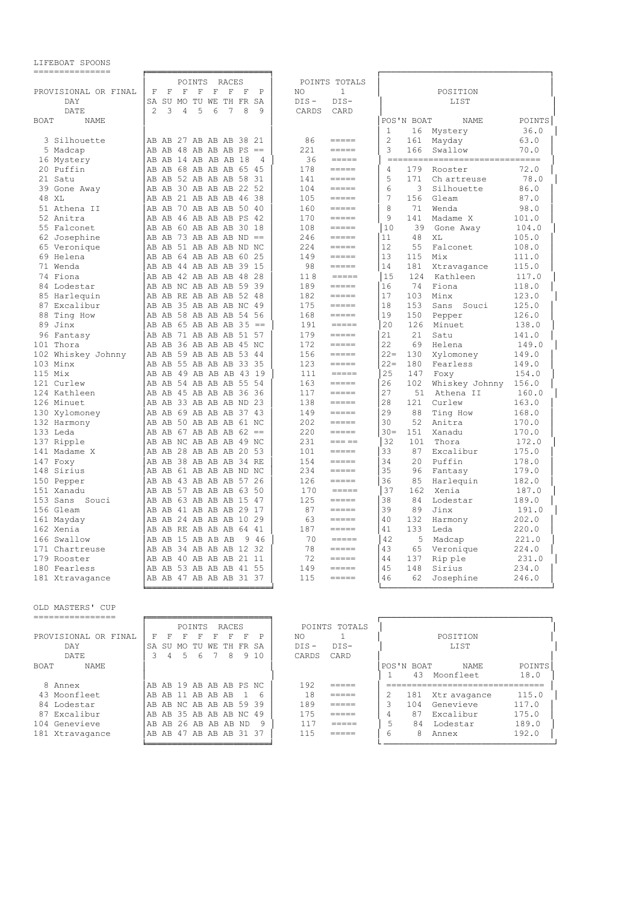## LIFEBOAT SPOONS

PROVISIONAL OR FINAL

| BOAT | NAME | F SA 2 | F SU 3 | F MO 4 | F TU 5 | F WE 6 | F TH 7 | F FR 8 | P SA 9 | NO DIS-CARDS | 1 DIS-CARD |
|---|---|---|---|---|---|---|---|---|---|---|---|
| 3 | Silhouette | AB | AB | 27 | AB | AB | AB | 38 | 21 | 86 | ===== |
| 5 | Madcap | AB | AB | 48 | AB | AB | AB | PS | == | 221 | ===== |
| 16 | Mystery | AB | AB | 14 | AB | AB | AB | 18 | 4 | 36 | ===== |
| 20 | Puffin | AB | AB | 68 | AB | AB | AB | 65 | 45 | 178 | ===== |
| 21 | Satu | AB | AB | 52 | AB | AB | AB | 58 | 31 | 141 | ===== |
| 39 | Gone Away | AB | AB | 30 | AB | AB | AB | 22 | 52 | 104 | ===== |
| 48 | XL | AB | AB | 21 | AB | AB | AB | 46 | 38 | 105 | ===== |
| 51 | Athena II | AB | AB | 70 | AB | AB | AB | 50 | 40 | 160 | ===== |
| 52 | Anitra | AB | AB | 46 | AB | AB | AB | PS | 42 | 170 | ===== |
| 55 | Falconet | AB | AB | 60 | AB | AB | AB | 30 | 18 | 108 | ===== |
| 62 | Josephine | AB | AB | 73 | AB | AB | AB | ND | == | 246 | ===== |
| 65 | Veronique | AB | AB | 51 | AB | AB | AB | ND | NC | 224 | ===== |
| 69 | Helena | AB | AB | 64 | AB | AB | AB | 60 | 25 | 149 | ===== |
| 71 | Wenda | AB | AB | 44 | AB | AB | AB | 39 | 15 | 98 | ===== |
| 74 | Fiona | AB | AB | 42 | AB | AB | AB | 48 | 28 | 118 | ===== |
| 84 | Lodestar | AB | AB | NC | AB | AB | AB | 59 | 39 | 189 | ===== |
| 85 | Harlequin | AB | AB | RE | AB | AB | AB | 52 | 48 | 182 | ===== |
| 87 | Excalibur | AB | AB | 35 | AB | AB | AB | NC | 49 | 175 | ===== |
| 88 | Ting How | AB | AB | 58 | AB | AB | AB | 54 | 56 | 168 | ===== |
| 89 | Jinx | AB | AB | 65 | AB | AB | AB | 35 | == | 191 | ===== |
| 96 | Fantasy | AB | AB | 71 | AB | AB | AB | 51 | 57 | 179 | ===== |
| 101 | Thora | AB | AB | 36 | AB | AB | AB | 45 | NC | 172 | ===== |
| 102 | Whiskey Johnny | AB | AB | 59 | AB | AB | AB | 53 | 44 | 156 | ===== |
| 103 | Minx | AB | AB | 55 | AB | AB | AB | 33 | 35 | 123 | ===== |
| 115 | Mix | AB | AB | 49 | AB | AB | AB | 43 | 19 | 111 | ===== |
| 121 | Curlew | AB | AB | 54 | AB | AB | AB | 55 | 54 | 163 | ===== |
| 124 | Kathleen | AB | AB | 45 | AB | AB | AB | 36 | 36 | 117 | ===== |
| 126 | Minuet | AB | AB | 33 | AB | AB | AB | ND | 23 | 138 | ===== |
| 130 | Xylomoney | AB | AB | 69 | AB | AB | AB | 37 | 43 | 149 | ===== |
| 132 | Harmony | AB | AB | 50 | AB | AB | AB | 61 | NC | 202 | ===== |
| 133 | Leda | AB | AB | 67 | AB | AB | AB | 62 | == | 220 | ===== |
| 137 | Ripple | AB | AB | NC | AB | AB | AB | 49 | NC | 231 | === == |
| 141 | Madame X | AB | AB | 28 | AB | AB | AB | 20 | 53 | 101 | ===== |
| 147 | Foxy | AB | AB | 38 | AB | AB | AB | 34 | RE | 154 | ===== |
| 148 | Sirius | AB | AB | 61 | AB | AB | AB | ND | NC | 234 | ===== |
| 150 | Pepper | AB | AB | 43 | AB | AB | AB | 57 | 26 | 126 | ===== |
| 151 | Xanadu | AB | AB | 57 | AB | AB | AB | 63 | 50 | 170 | ===== |
| 153 | Sans Souci | AB | AB | 63 | AB | AB | AB | 15 | 47 | 125 | ===== |
| 156 | Gleam | AB | AB | 41 | AB | AB | AB | 29 | 17 | 87 | ===== |
| 161 | Mayday | AB | AB | 24 | AB | AB | AB | 10 | 29 | 63 | ===== |
| 162 | Xenia | AB | AB | RE | AB | AB | AB | 64 | 41 | 187 | ===== |
| 166 | Swallow | AB | AB | 15 | AB | AB | AB | 9 | 46 | 70 | ===== |
| 171 | Chartreuse | AB | AB | 34 | AB | AB | AB | 12 | 32 | 78 | ===== |
| 179 | Rooster | AB | AB | 40 | AB | AB | AB | 21 | 11 | 72 | ===== |
| 180 | Fearless | AB | AB | 53 | AB | AB | AB | 41 | 55 | 149 | ===== |
| 181 | Xtravagance | AB | AB | 47 | AB | AB | AB | 31 | 37 | 115 | ===== |

**POSITION LIST**

| POS'N | BOAT | NAME | POINTS |
|---|---|---|---|
| 1 | 16 | Mystery | 36.0 |
| 2 | 161 | Mayday | 63.0 |
| 3 | 166 | Swallow | 70.0 |
| 4 | 179 | Rooster | 72.0 |
| 5 | 171 | Chartreuse | 78.0 |
| 6 | 3 | Silhouette | 86.0 |
| 7 | 156 | Gleam | 87.0 |
| 8 | 71 | Wenda | 98.0 |
| 9 | 141 | Madame X | 101.0 |
| 10 | 39 | Gone Away | 104.0 |
| 11 | 48 | XL | 105.0 |
| 12 | 55 | Falconet | 108.0 |
| 13 | 115 | Mix | 111.0 |
| 14 | 181 | Xtravagance | 115.0 |
| 15 | 124 | Kathleen | 117.0 |
| 16 | 74 | Fiona | 118.0 |
| 17 | 103 | Minx | 123.0 |
| 18 | 153 | Sans Souci | 125.0 |
| 19 | 150 | Pepper | 126.0 |
| 20 | 126 | Minuet | 138.0 |
| 21 | 21 | Satu | 141.0 |
| 22 | 69 | Helena | 149.0 |
| 22= | 130 | Xylomoney | 149.0 |
| 22= | 180 | Fearless | 149.0 |
| 25 | 147 | Foxy | 154.0 |
| 26 | 102 | Whiskey Johnny | 156.0 |
| 27 | 51 | Athena II | 160.0 |
| 28 | 121 | Curlew | 163.0 |
| 29 | 88 | Ting How | 168.0 |
| 30 | 52 | Anitra | 170.0 |
| 30= | 151 | Xanadu | 170.0 |
| 32 | 101 | Thora | 172.0 |
| 33 | 87 | Excalibur | 175.0 |
| 34 | 20 | Puffin | 178.0 |
| 35 | 96 | Fantasy | 179.0 |
| 36 | 85 | Harlequin | 182.0 |
| 37 | 162 | Xenia | 187.0 |
| 38 | 84 | Lodestar | 189.0 |
| 39 | 89 | Jinx | 191.0 |
| 40 | 132 | Harmony | 202.0 |
| 41 | 133 | Leda | 220.0 |
| 42 | 5 | Madcap | 221.0 |
| 43 | 65 | Veronique | 224.0 |
| 44 | 137 | Ripple | 231.0 |
| 45 | 148 | Sirius | 234.0 |
| 46 | 62 | Josephine | 246.0 |

## OLD MASTERS' CUP

PROVISIONAL OR FINAL

| BOAT | NAME | F SA 3 | F SU 4 | F MO 5 | F TU 6 | F WE 7 | F TH 8 | F FR 9 | P SA 10 | NO DIS-CARDS | 1 DIS-CARD |
|---|---|---|---|---|---|---|---|---|---|---|---|
| 8 | Annex | AB | AB | 19 | AB | AB | AB | PS | NC | 192 | ===== |
| 43 | Moonfleet | AB | AB | 11 | AB | AB | AB | 1 | 6 | 18 | ===== |
| 84 | Lodestar | AB | AB | NC | AB | AB | AB | 59 | 39 | 189 | ===== |
| 87 | Excalibur | AB | AB | 35 | AB | AB | AB | NC | 49 | 175 | ===== |
| 104 | Genevieve | AB | AB | 26 | AB | AB | AB | ND | 9 | 117 | ===== |
| 181 | Xtravagance | AB | AB | 47 | AB | AB | AB | 31 | 37 | 115 | ===== |

**POSITION LIST**

| POS'N | BOAT | NAME | POINTS |
|---|---|---|---|
| 1 | 43 | Moonfleet | 18.0 |
| 2 | 181 | Xtravagance | 115.0 |
| 3 | 104 | Genevieve | 117.0 |
| 4 | 87 | Excalibur | 175.0 |
| 5 | 84 | Lodestar | 189.0 |
| 6 | 8 | Annex | 192.0 |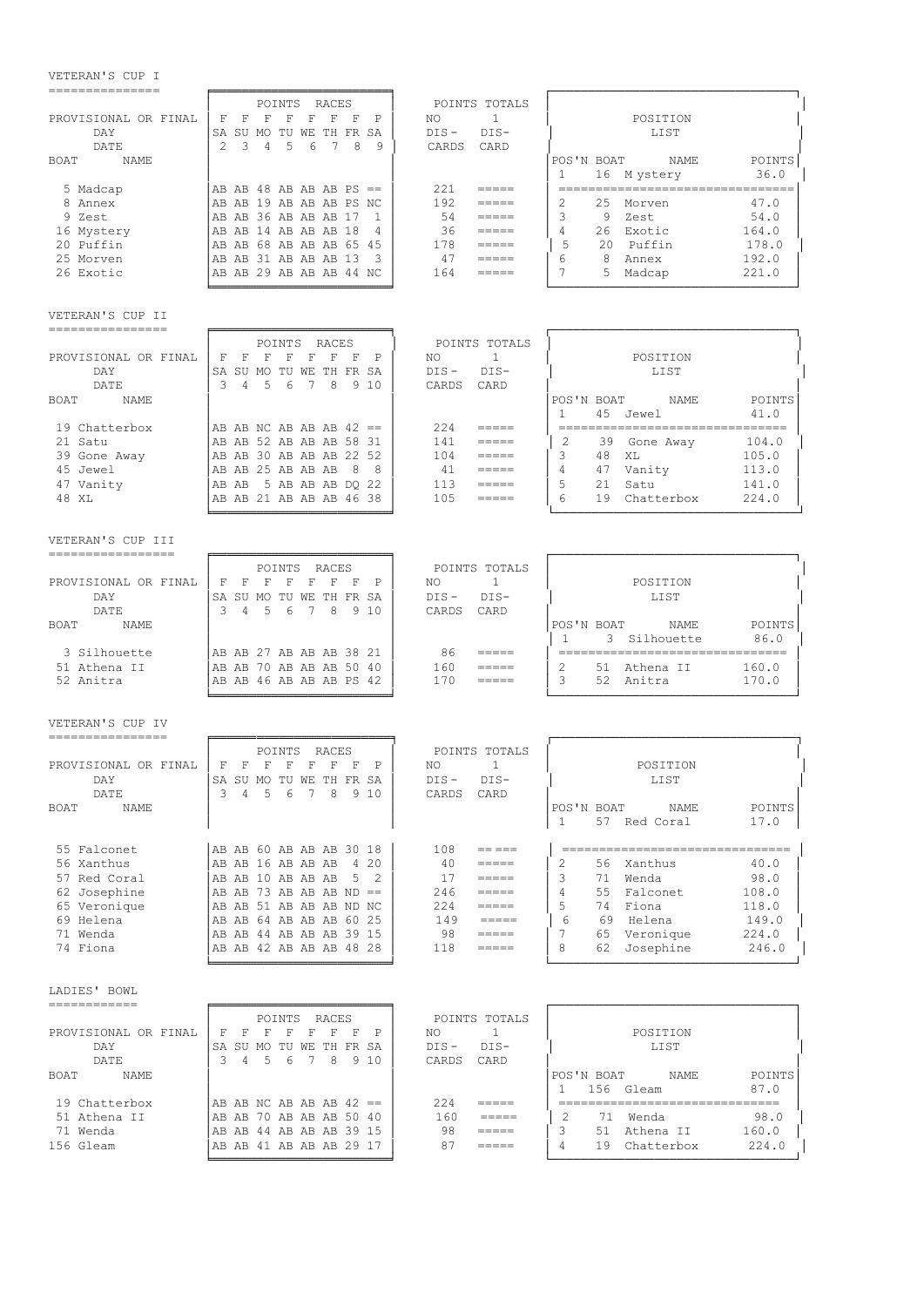## VETERAN'S CUP I

| BOAT | NAME | F SA 2 | F SU 3 | F MO 4 | F TU 5 | F WE 6 | F TH 7 | F FR 8 | P SA 9 | NO DIS-CARDS | 1 DIS-CARD |
|---|---|---|---|---|---|---|---|---|---|---|---|
| 5 | Madcap | AB | AB | 48 | AB | AB | AB | PS | == | 221 | ===== |
| 8 | Annex | AB | AB | 19 | AB | AB | AB | PS | NC | 192 | ===== |
| 9 | Zest | AB | AB | 36 | AB | AB | AB | 17 | 1 | 54 | ===== |
| 16 | Mystery | AB | AB | 14 | AB | AB | AB | 18 | 4 | 36 | ===== |
| 20 | Puffin | AB | AB | 68 | AB | AB | AB | 65 | 45 | 178 | ===== |
| 25 | Morven | AB | AB | 31 | AB | AB | AB | 13 | 3 | 47 | ===== |
| 26 | Exotic | AB | AB | 29 | AB | AB | AB | 44 | NC | 164 | ===== |

POSITION LIST

| POS'N | BOAT | NAME | POINTS |
|---|---|---|---|
| 1 | 16 | M ystery | 36.0 |
| 2 | 25 | Morven | 47.0 |
| 3 | 9 | Zest | 54.0 |
| 4 | 26 | Exotic | 164.0 |
| 5 | 20 | Puffin | 178.0 |
| 6 | 8 | Annex | 192.0 |
| 7 | 5 | Madcap | 221.0 |

## VETERAN'S CUP II

| BOAT | NAME | F SA 3 | F SU 4 | F MO 5 | F TU 6 | F WE 7 | F TH 8 | F FR 9 | P SA 10 | NO DIS-CARDS | 1 DIS-CARD |
|---|---|---|---|---|---|---|---|---|---|---|---|
| 19 | Chatterbox | AB | AB | NC | AB | AB | AB | 42 | == | 224 | ===== |
| 21 | Satu | AB | AB | 52 | AB | AB | AB | 58 | 31 | 141 | ===== |
| 39 | Gone Away | AB | AB | 30 | AB | AB | AB | 22 | 52 | 104 | ===== |
| 45 | Jewel | AB | AB | 25 | AB | AB | AB | 8 | 8 | 41 | ===== |
| 47 | Vanity | AB | AB | 5 | AB | AB | AB | DQ | 22 | 113 | ===== |
| 48 | XL | AB | AB | 21 | AB | AB | AB | 46 | 38 | 105 | ===== |

POSITION LIST

| POS'N | BOAT | NAME | POINTS |
|---|---|---|---|
| 1 | 45 | Jewel | 41.0 |
| 2 | 39 | Gone Away | 104.0 |
| 3 | 48 | XL | 105.0 |
| 4 | 47 | Vanity | 113.0 |
| 5 | 21 | Satu | 141.0 |
| 6 | 19 | Chatterbox | 224.0 |

## VETERAN'S CUP III

| BOAT | NAME | F SA 3 | F SU 4 | F MO 5 | F TU 6 | F WE 7 | F TH 8 | F FR 9 | P SA 10 | NO DIS-CARDS | 1 DIS-CARD |
|---|---|---|---|---|---|---|---|---|---|---|---|
| 3 | Silhouette | AB | AB | 27 | AB | AB | AB | 38 | 21 | 86 | ===== |
| 51 | Athena II | AB | AB | 70 | AB | AB | AB | 50 | 40 | 160 | ===== |
| 52 | Anitra | AB | AB | 46 | AB | AB | AB | PS | 42 | 170 | ===== |

POSITION LIST

| POS'N | BOAT | NAME | POINTS |
|---|---|---|---|
| 1 | 3 | Silhouette | 86.0 |
| 2 | 51 | Athena II | 160.0 |
| 3 | 52 | Anitra | 170.0 |

## VETERAN'S CUP IV

| BOAT | NAME | F SA 3 | F SU 4 | F MO 5 | F TU 6 | F WE 7 | F TH 8 | F FR 9 | P SA 10 | NO DIS-CARDS | 1 DIS-CARD |
|---|---|---|---|---|---|---|---|---|---|---|---|
| 55 | Falconet | AB | AB | 60 | AB | AB | AB | 30 | 18 | 108 | == === |
| 56 | Xanthus | AB | AB | 16 | AB | AB | AB | 4 | 20 | 40 | ===== |
| 57 | Red Coral | AB | AB | 10 | AB | AB | AB | 5 | 2 | 17 | ===== |
| 62 | Josephine | AB | AB | 73 | AB | AB | AB | ND | == | 246 | ===== |
| 65 | Veronique | AB | AB | 51 | AB | AB | AB | ND | NC | 224 | ===== |
| 69 | Helena | AB | AB | 64 | AB | AB | AB | 60 | 25 | 149 | ===== |
| 71 | Wenda | AB | AB | 44 | AB | AB | AB | 39 | 15 | 98 | ===== |
| 74 | Fiona | AB | AB | 42 | AB | AB | AB | 48 | 28 | 118 | ===== |

POSITION LIST

| POS'N | BOAT | NAME | POINTS |
|---|---|---|---|
| 1 | 57 | Red Coral | 17.0 |
| 2 | 56 | Xanthus | 40.0 |
| 3 | 71 | Wenda | 98.0 |
| 4 | 55 | Falconet | 108.0 |
| 5 | 74 | Fiona | 118.0 |
| 6 | 69 | Helena | 149.0 |
| 7 | 65 | Veronique | 224.0 |
| 8 | 62 | Josephine | 246.0 |

## LADIES' BOWL

| BOAT | NAME | F SA 3 | F SU 4 | F MO 5 | F TU 6 | F WE 7 | F TH 8 | F FR 9 | P SA 10 | NO DIS-CARDS | 1 DIS-CARD |
|---|---|---|---|---|---|---|---|---|---|---|---|
| 19 | Chatterbox | AB | AB | NC | AB | AB | AB | 42 | == | 224 | ===== |
| 51 | Athena II | AB | AB | 70 | AB | AB | AB | 50 | 40 | 160 | ===== |
| 71 | Wenda | AB | AB | 44 | AB | AB | AB | 39 | 15 | 98 | ===== |
| 156 | Gleam | AB | AB | 41 | AB | AB | AB | 29 | 17 | 87 | ===== |

POSITION LIST

| POS'N | BOAT | NAME | POINTS |
|---|---|---|---|
| 1 | 156 | Gleam | 87.0 |
| 2 | 71 | Wenda | 98.0 |
| 3 | 51 | Athena II | 160.0 |
| 4 | 19 | Chatterbox | 224.0 |